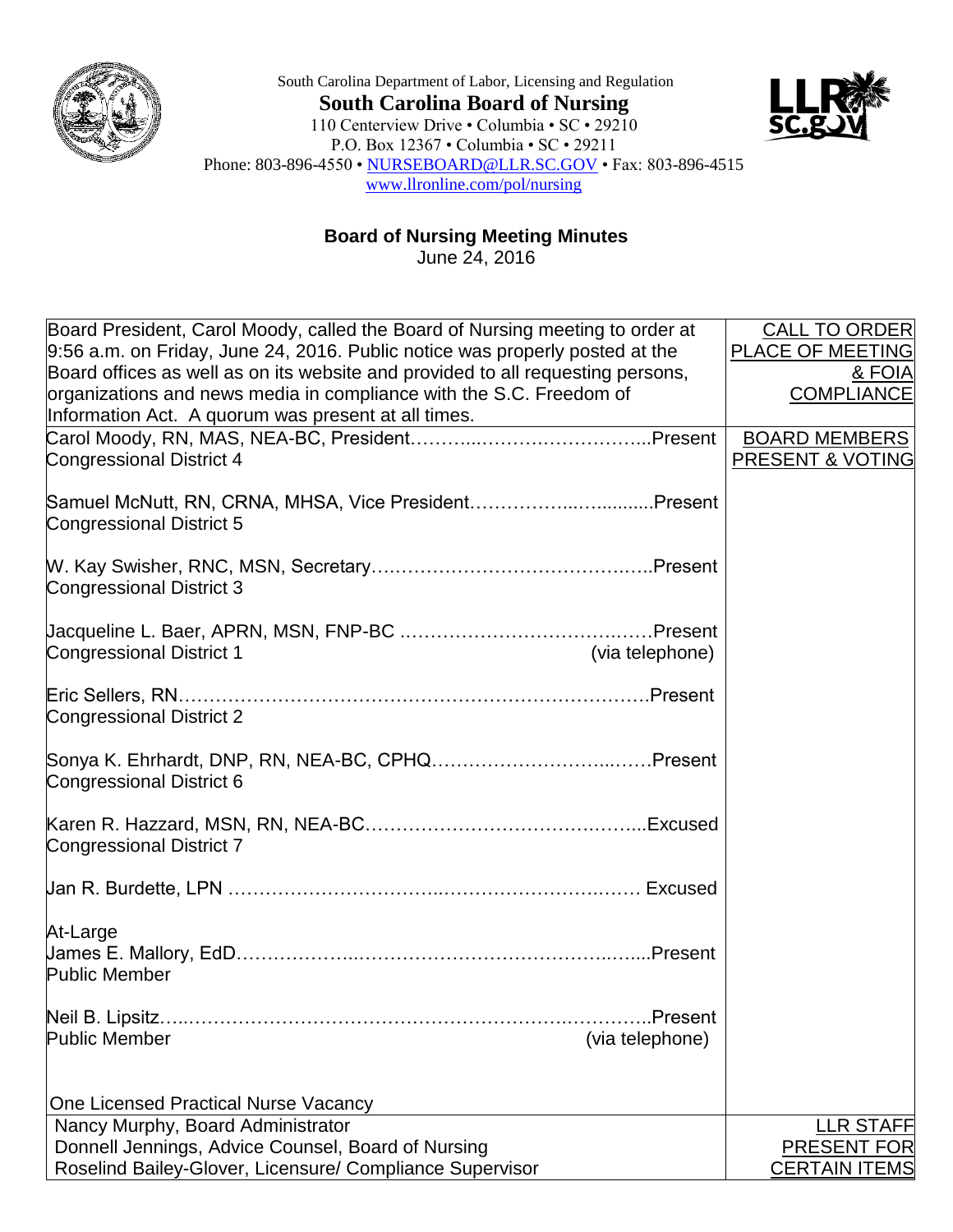South Carolina Department of Labor, Licensing and Regulation

**South Carolina Board of Nursing**

110 Centerview Drive • Columbia • SC • 29210
P.O. Box 12367 • Columbia • SC • 29211
Phone: 803-896-4550 • NURSEBOARD@LLR.SC.GOV • Fax: 803-896-4515
www.llronline.com/pol/nursing

## Board of Nursing Meeting Minutes

June 24, 2016

| | |
|---|---|
| Board President, Carol Moody, called the Board of Nursing meeting to order at 9:56 a.m. on Friday, June 24, 2016. Public notice was properly posted at the Board offices as well as on its website and provided to all requesting persons, organizations and news media in compliance with the S.C. Freedom of Information Act. A quorum was present at all times. | CALL TO ORDER PLACE OF MEETING & FOIA COMPLIANCE |
| Carol Moody, RN, MAS, NEA-BC, President……………Present<br>Congressional District 4<br><br>Samuel McNutt, RN, CRNA, MHSA, Vice President……………Present<br>Congressional District 5<br><br>W. Kay Swisher, RNC, MSN, Secretary……………Present<br>Congressional District 3<br><br>Jacqueline L. Baer, APRN, MSN, FNP-BC ……………Present<br>Congressional District 1 (via telephone)<br><br>Eric Sellers, RN……………Present<br>Congressional District 2<br><br>Sonya K. Ehrhardt, DNP, RN, NEA-BC, CPHQ……………Present<br>Congressional District 6<br><br>Karen R. Hazzard, MSN, RN, NEA-BC……………Excused<br>Congressional District 7<br><br>Jan R. Burdette, LPN ……………Excused<br>At-Large<br><br>James E. Mallory, EdD……………Present<br>Public Member<br><br>Neil B. Lipsitz……………Present<br>Public Member (via telephone)<br><br>One Licensed Practical Nurse Vacancy | BOARD MEMBERS PRESENT & VOTING |
| Nancy Murphy, Board Administrator<br>Donnell Jennings, Advice Counsel, Board of Nursing<br>Roselind Bailey-Glover, Licensure/ Compliance Supervisor | LLR STAFF PRESENT FOR CERTAIN ITEMS |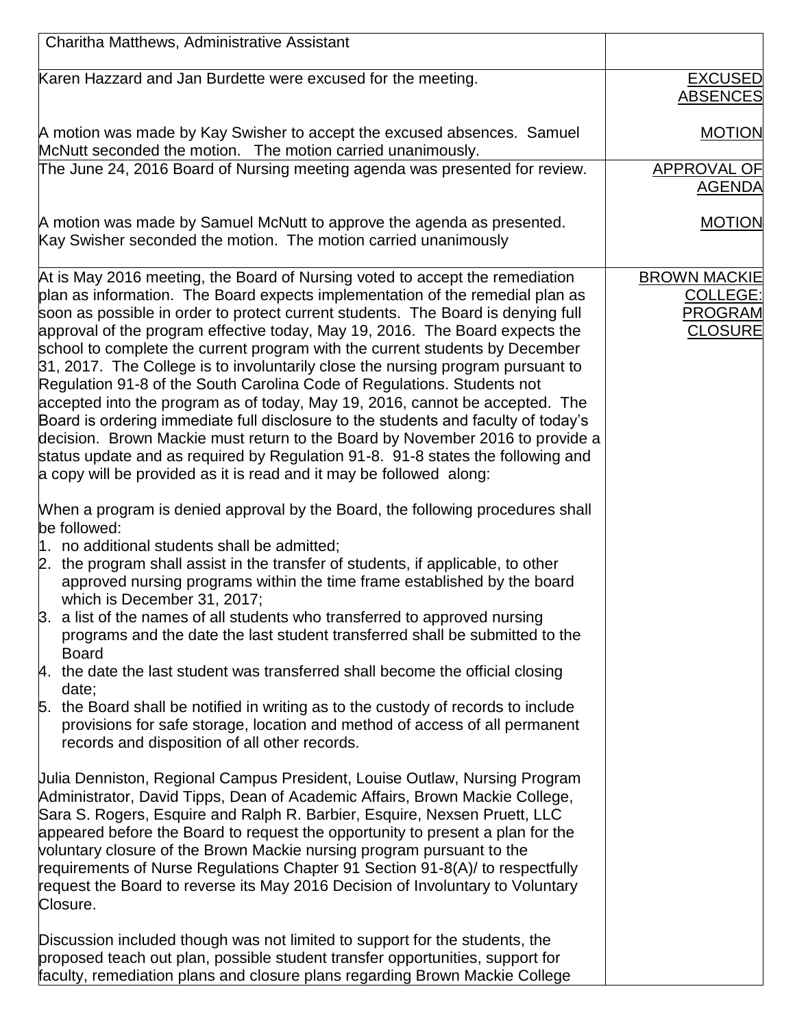| | |
|---|---|
| Charitha Matthews, Administrative Assistant | |
| Karen Hazzard and Jan Burdette were excused for the meeting.<br><br>A motion was made by Kay Swisher to accept the excused absences. Samuel McNutt seconded the motion. The motion carried unanimously. | EXCUSED ABSENCES<br><br>MOTION |
| The June 24, 2016 Board of Nursing meeting agenda was presented for review.<br><br>A motion was made by Samuel McNutt to approve the agenda as presented. Kay Swisher seconded the motion. The motion carried unanimously | APPROVAL OF AGENDA<br><br>MOTION |
| At is May 2016 meeting, the Board of Nursing voted to accept the remediation plan as information. The Board expects implementation of the remedial plan as soon as possible in order to protect current students. The Board is denying full approval of the program effective today, May 19, 2016. The Board expects the school to complete the current program with the current students by December 31, 2017. The College is to involuntarily close the nursing program pursuant to Regulation 91-8 of the South Carolina Code of Regulations. Students not accepted into the program as of today, May 19, 2016, cannot be accepted. The Board is ordering immediate full disclosure to the students and faculty of today's decision. Brown Mackie must return to the Board by November 2016 to provide a status update and as required by Regulation 91-8. 91-8 states the following and a copy will be provided as it is read and it may be followed along:<br><br>When a program is denied approval by the Board, the following procedures shall be followed:<br>1. no additional students shall be admitted;<br>2. the program shall assist in the transfer of students, if applicable, to other approved nursing programs within the time frame established by the board which is December 31, 2017;<br>3. a list of the names of all students who transferred to approved nursing programs and the date the last student transferred shall be submitted to the Board<br>4. the date the last student was transferred shall become the official closing date;<br>5. the Board shall be notified in writing as to the custody of records to include provisions for safe storage, location and method of access of all permanent records and disposition of all other records.<br><br>Julia Denniston, Regional Campus President, Louise Outlaw, Nursing Program Administrator, David Tipps, Dean of Academic Affairs, Brown Mackie College, Sara S. Rogers, Esquire and Ralph R. Barbier, Esquire, Nexsen Pruett, LLC appeared before the Board to request the opportunity to present a plan for the voluntary closure of the Brown Mackie nursing program pursuant to the requirements of Nurse Regulations Chapter 91 Section 91-8(A)/ to respectfully request the Board to reverse its May 2016 Decision of Involuntary to Voluntary Closure.<br><br>Discussion included though was not limited to support for the students, the proposed teach out plan, possible student transfer opportunities, support for faculty, remediation plans and closure plans regarding Brown Mackie College | BROWN MACKIE COLLEGE: PROGRAM CLOSURE |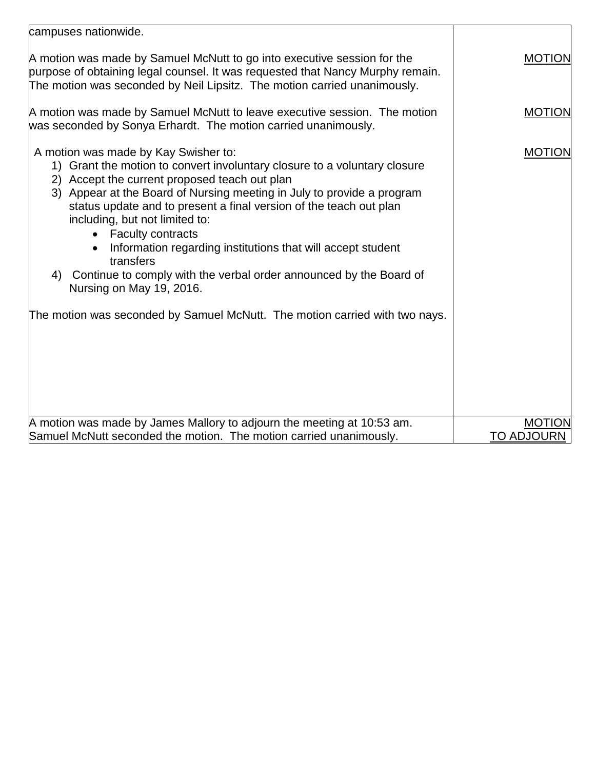| | |
|---|---|
| campuses nationwide.<br><br>A motion was made by Samuel McNutt to go into executive session for the purpose of obtaining legal counsel. It was requested that Nancy Murphy remain. The motion was seconded by Neil Lipsitz. The motion carried unanimously.<br><br>A motion was made by Samuel McNutt to leave executive session. The motion was seconded by Sonya Erhardt. The motion carried unanimously.<br><br>A motion was made by Kay Swisher to:<br>1) Grant the motion to convert involuntary closure to a voluntary closure<br>2) Accept the current proposed teach out plan<br>3) Appear at the Board of Nursing meeting in July to provide a program status update and to present a final version of the teach out plan including, but not limited to:<br>• Faculty contracts<br>• Information regarding institutions that will accept student transfers<br>4) Continue to comply with the verbal order announced by the Board of Nursing on May 19, 2016.<br><br>The motion was seconded by Samuel McNutt. The motion carried with two nays. | <br><br>MOTION<br><br><br><br>MOTION<br><br><br>MOTION |
| A motion was made by James Mallory to adjourn the meeting at 10:53 am. Samuel McNutt seconded the motion. The motion carried unanimously. | MOTION TO ADJOURN |